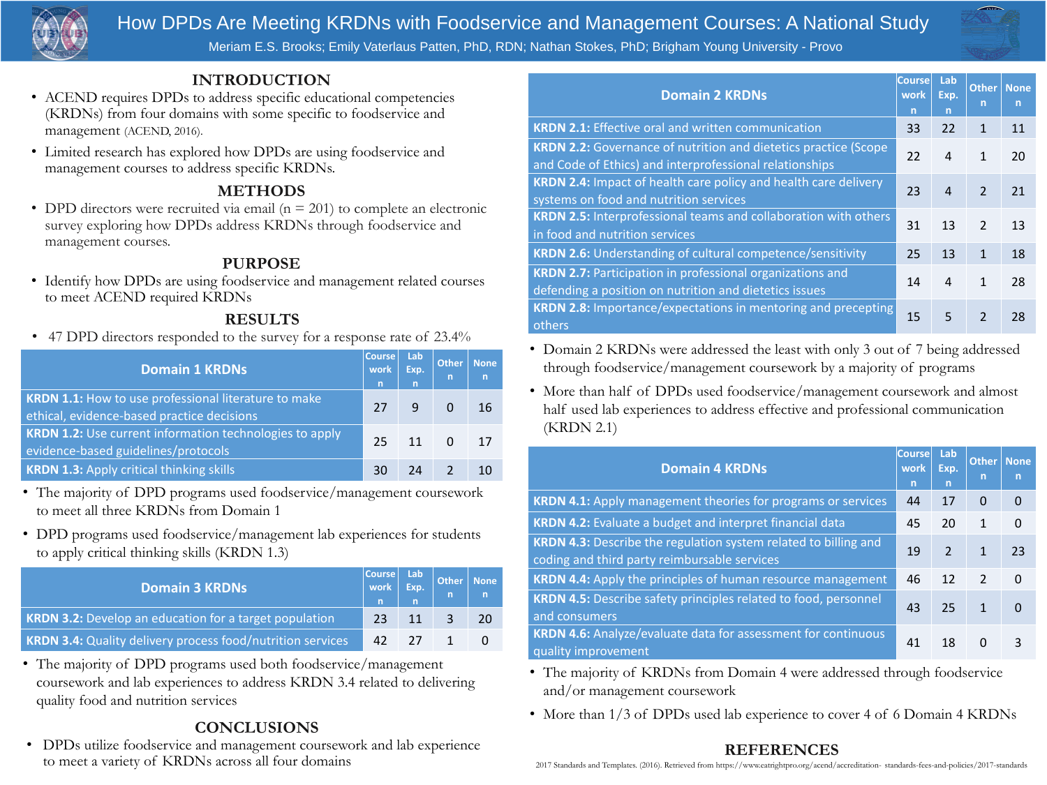# How DPDs Are Meeting KRDNs with Foodservice and Management Courses: A National Study

Meriam E.S. Brooks; Emily Vaterlaus Patten, PhD, RDN; Nathan Stokes, PhD; Brigham Young University - Provo

## INTRODUCTION

- ACEND requires DPDs to address specific educational competencies (KRDNs) from four domains with some specific to foodservice and management (ACEND, 2016).
- Limited research has explored how DPDs are using foodservice and management courses to address specific KRDNs.

## METHODS

- DPD directors were recruited via email (n = 201) to complete an electronic survey exploring how DPDs address KRDNs through foodservice and management courses.

## PURPOSE

- Identify how DPDs are using foodservice and management related courses to meet ACEND required KRDNs

## RESULTS

- 47 DPD directors responded to the survey for a response rate of 23.4%

| Domain 1 KRDNs | Course work n | Lab Exp. n | Other n | None n |
|---|---|---|---|---|
| **KRDN 1.1:** How to use professional literature to make ethical, evidence-based practice decisions | 27 | 9 | 0 | 16 |
| **KRDN 1.2:** Use current information technologies to apply evidence-based guidelines/protocols | 25 | 11 | 0 | 17 |
| **KRDN 1.3:** Apply critical thinking skills | 30 | 24 | 2 | 10 |

- The majority of DPD programs used foodservice/management coursework to meet all three KRDNs from Domain 1
- DPD programs used foodservice/management lab experiences for students to apply critical thinking skills (KRDN 1.3)

| Domain 3 KRDNs | Course work n | Lab Exp. n | Other n | None n |
|---|---|---|---|---|
| **KRDN 3.2:** Develop an education for a target population | 23 | 11 | 3 | 20 |
| **KRDN 3.4:** Quality delivery process food/nutrition services | 42 | 27 | 1 | 0 |

- The majority of DPD programs used both foodservice/management coursework and lab experiences to address KRDN 3.4 related to delivering quality food and nutrition services

| Domain 2 KRDNs | Course work n | Lab Exp. n | Other n | None n |
|---|---|---|---|---|
| **KRDN 2.1:** Effective oral and written communication | 33 | 22 | 1 | 11 |
| **KRDN 2.2:** Governance of nutrition and dietetics practice (Scope and Code of Ethics) and interprofessional relationships | 22 | 4 | 1 | 20 |
| **KRDN 2.4:** Impact of health care policy and health care delivery systems on food and nutrition services | 23 | 4 | 2 | 21 |
| **KRDN 2.5:** Interprofessional teams and collaboration with others in food and nutrition services | 31 | 13 | 2 | 13 |
| **KRDN 2.6:** Understanding of cultural competence/sensitivity | 25 | 13 | 1 | 18 |
| **KRDN 2.7:** Participation in professional organizations and defending a position on nutrition and dietetics issues | 14 | 4 | 1 | 28 |
| **KRDN 2.8:** Importance/expectations in mentoring and precepting others | 15 | 5 | 2 | 28 |

- Domain 2 KRDNs were addressed the least with only 3 out of 7 being addressed through foodservice/management coursework by a majority of programs
- More than half of DPDs used foodservice/management coursework and almost half used lab experiences to address effective and professional communication (KRDN 2.1)

| Domain 4 KRDNs | Course work n | Lab Exp. n | Other n | None n |
|---|---|---|---|---|
| **KRDN 4.1:** Apply management theories for programs or services | 44 | 17 | 0 | 0 |
| **KRDN 4.2:** Evaluate a budget and interpret financial data | 45 | 20 | 1 | 0 |
| **KRDN 4.3:** Describe the regulation system related to billing and coding and third party reimbursable services | 19 | 2 | 1 | 23 |
| **KRDN 4.4:** Apply the principles of human resource management | 46 | 12 | 2 | 0 |
| **KRDN 4.5:** Describe safety principles related to food, personnel and consumers | 43 | 25 | 1 | 0 |
| **KRDN 4.6:** Analyze/evaluate data for assessment for continuous quality improvement | 41 | 18 | 0 | 3 |

- The majority of KRDNs from Domain 4 were addressed through foodservice and/or management coursework
- More than 1/3 of DPDs used lab experience to cover 4 of 6 Domain 4 KRDNs

## CONCLUSIONS

- DPDs utilize foodservice and management coursework and lab experience to meet a variety of KRDNs across all four domains

## REFERENCES

2017 Standards and Templates. (2016). Retrieved from https://www.eatrightpro.org/acend/accreditation- standards-fees-and-policies/2017-standards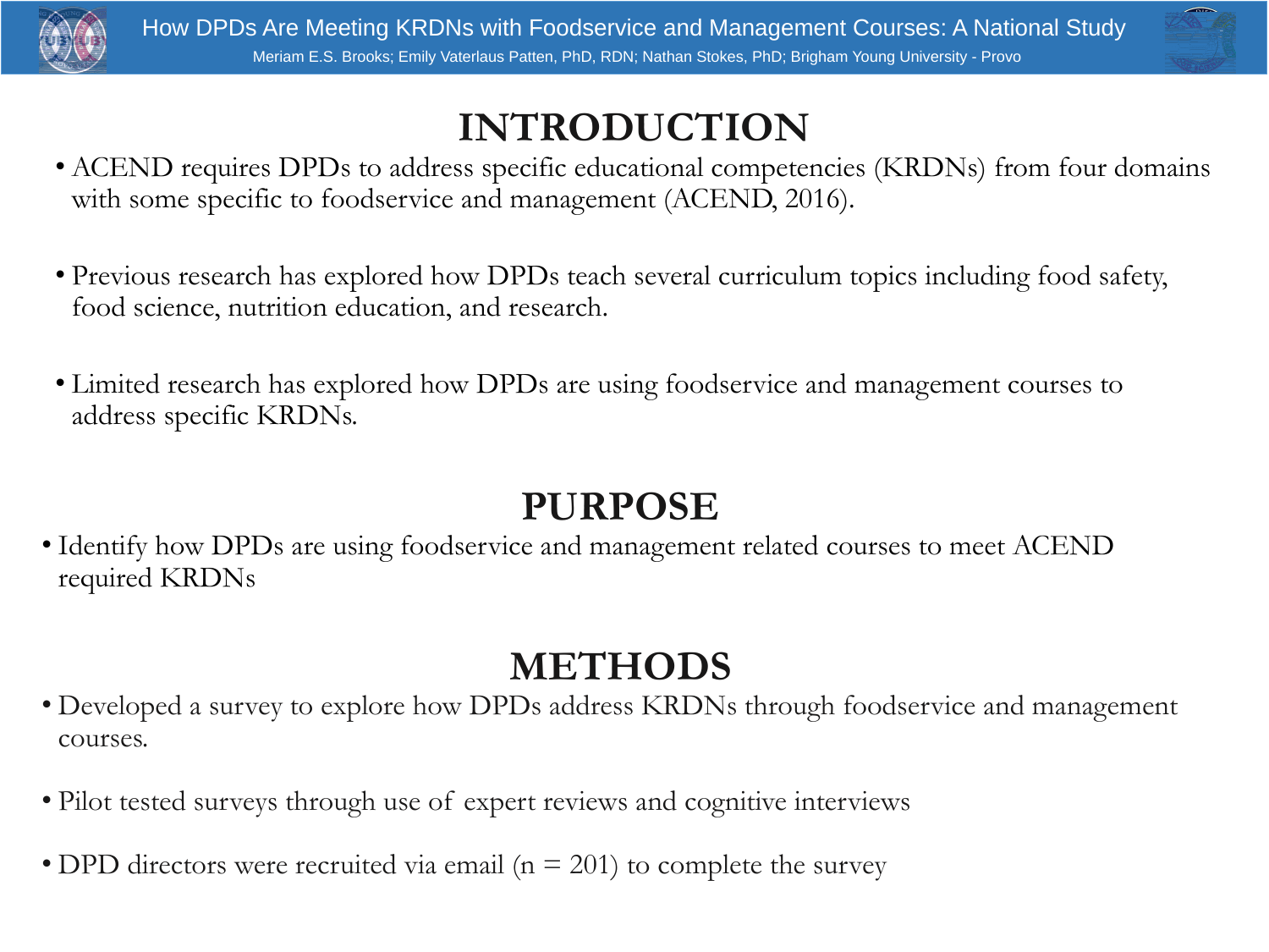## INTRODUCTION

- ACEND requires DPDs to address specific educational competencies (KRDNs) from four domains with some specific to foodservice and management (ACEND, 2016).
- Previous research has explored how DPDs teach several curriculum topics including food safety, food science, nutrition education, and research.
- Limited research has explored how DPDs are using foodservice and management courses to address specific KRDNs.

## PURPOSE

- Identify how DPDs are using foodservice and management related courses to meet ACEND required KRDNs

## METHODS

- Developed a survey to explore how DPDs address KRDNs through foodservice and management courses.
- Pilot tested surveys through use of expert reviews and cognitive interviews
- DPD directors were recruited via email (n = 201) to complete the survey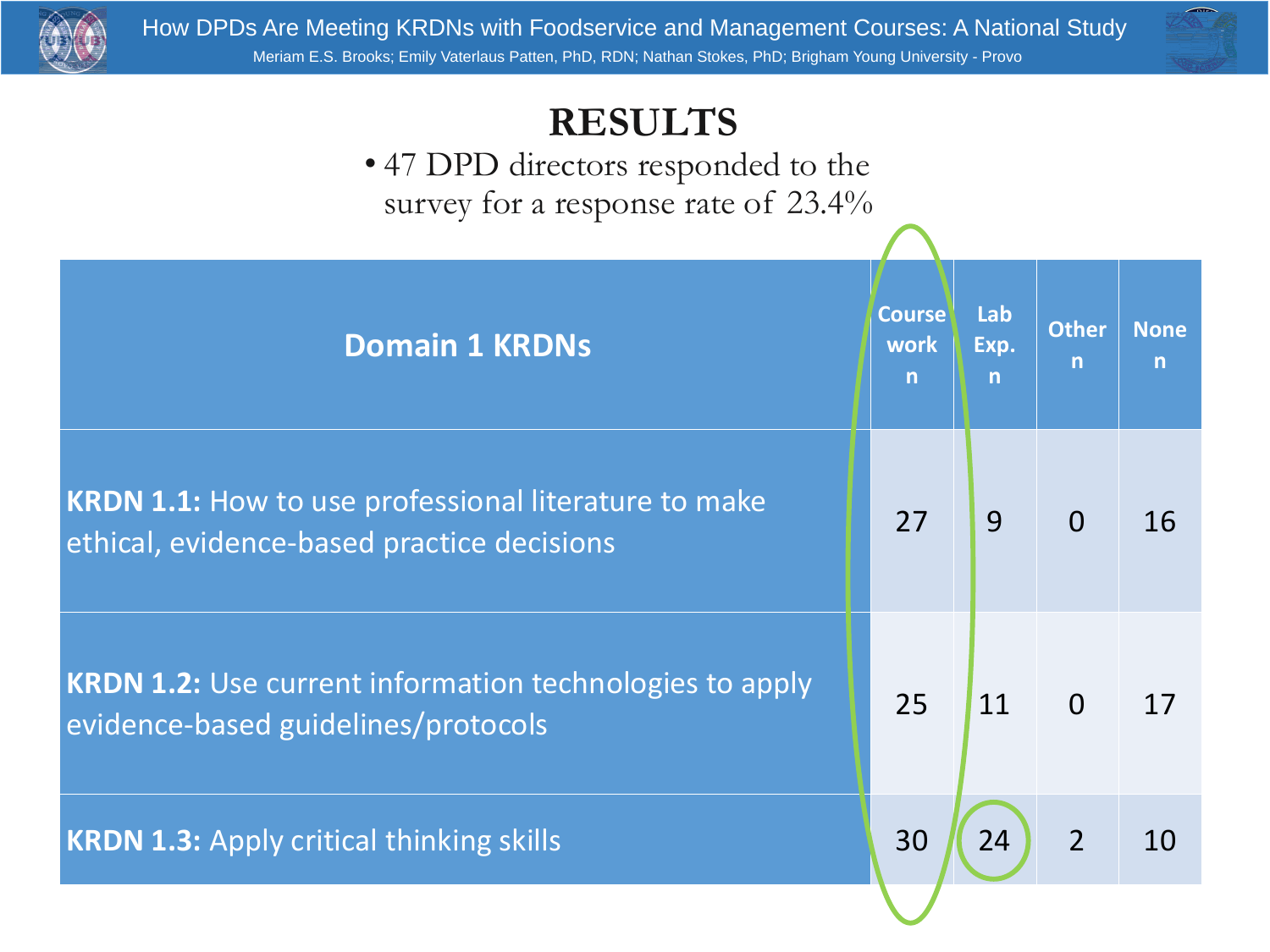# RESULTS

- 47 DPD directors responded to the survey for a response rate of 23.4%

| Domain 1 KRDNs | Course work n | Lab Exp. n | Other n | None n |
|---|---|---|---|---|
| **KRDN 1.1:** How to use professional literature to make ethical, evidence-based practice decisions | 27 | 9 | 0 | 16 |
| **KRDN 1.2:** Use current information technologies to apply evidence-based guidelines/protocols | 25 | 11 | 0 | 17 |
| **KRDN 1.3:** Apply critical thinking skills | 30 | 24 | 2 | 10 |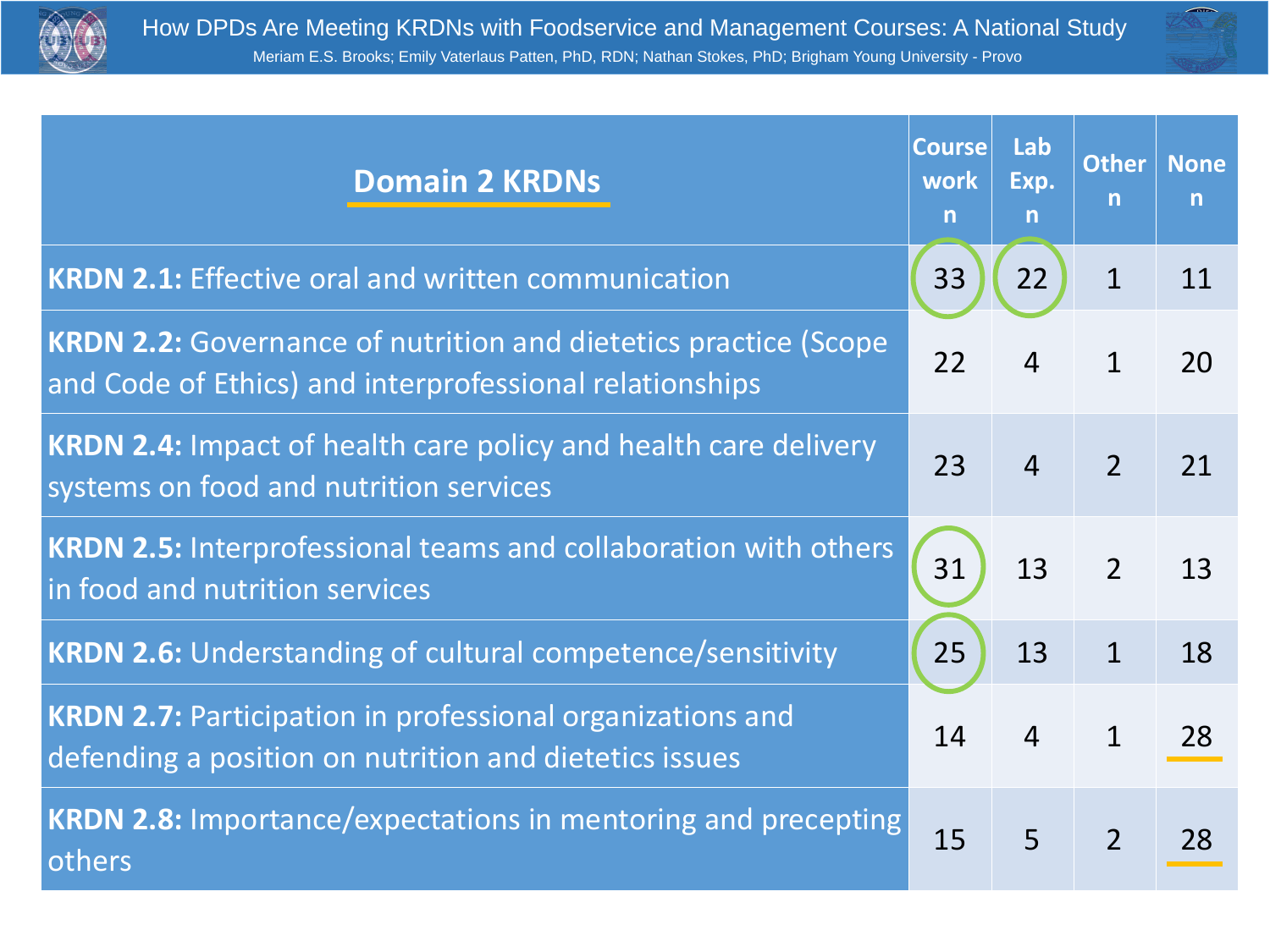| **Domain 2 KRDNs** | Course work n | Lab Exp. n | Other n | None n |
|---|---|---|---|---|
| **KRDN 2.1:** Effective oral and written communication | 33 | 22 | 1 | 11 |
| **KRDN 2.2:** Governance of nutrition and dietetics practice (Scope and Code of Ethics) and interprofessional relationships | 22 | 4 | 1 | 20 |
| **KRDN 2.4:** Impact of health care policy and health care delivery systems on food and nutrition services | 23 | 4 | 2 | 21 |
| **KRDN 2.5:** Interprofessional teams and collaboration with others in food and nutrition services | 31 | 13 | 2 | 13 |
| **KRDN 2.6:** Understanding of cultural competence/sensitivity | 25 | 13 | 1 | 18 |
| **KRDN 2.7:** Participation in professional organizations and defending a position on nutrition and dietetics issues | 14 | 4 | 1 | 28 |
| **KRDN 2.8:** Importance/expectations in mentoring and precepting others | 15 | 5 | 2 | 28 |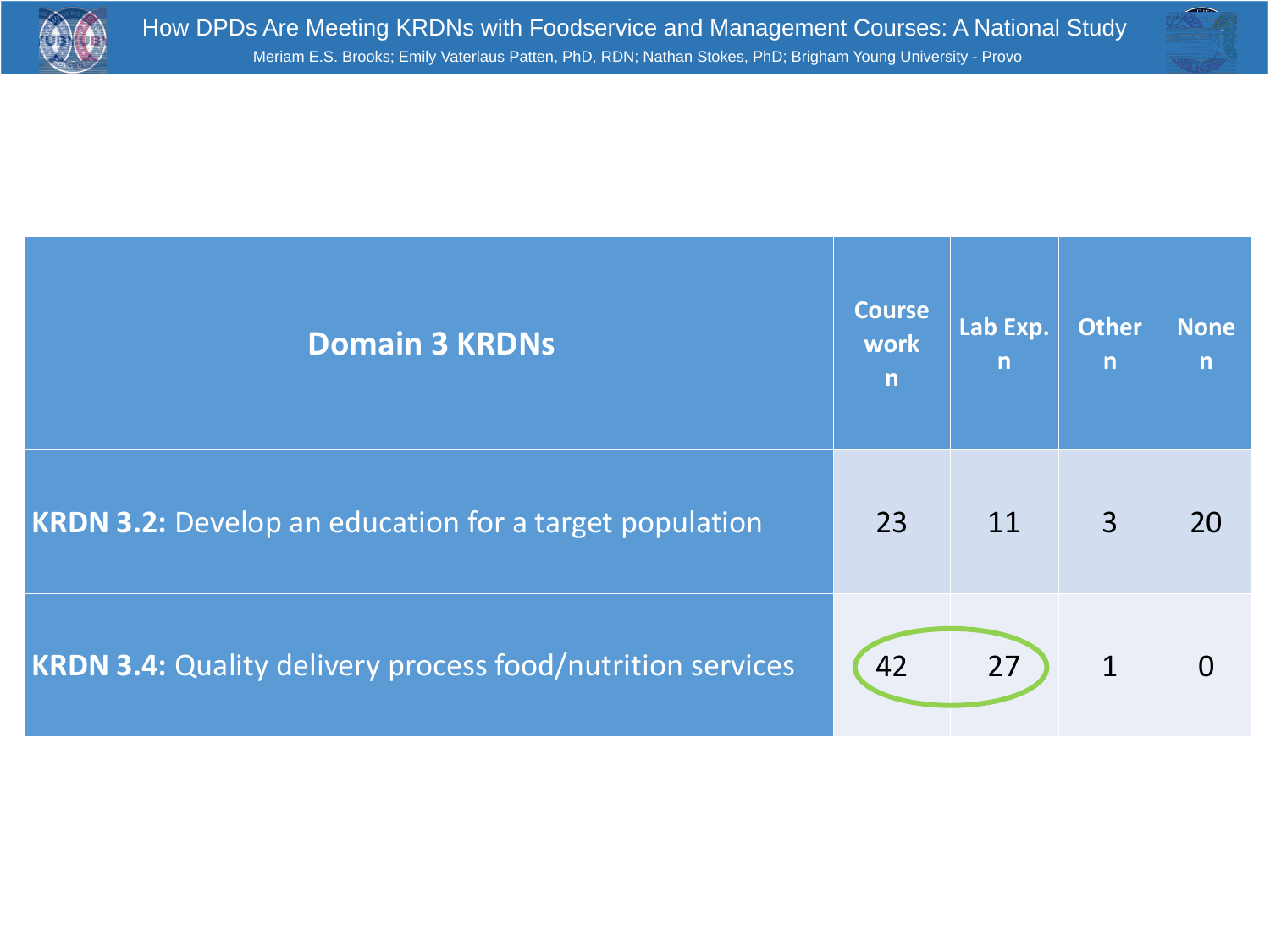| Domain 3 KRDNs | Course work n | Lab Exp. n | Other n | None n |
|---|---|---|---|---|
| **KRDN 3.2:** Develop an education for a target population | 23 | 11 | 3 | 20 |
| **KRDN 3.4:** Quality delivery process food/nutrition services | 42 | 27 | 1 | 0 |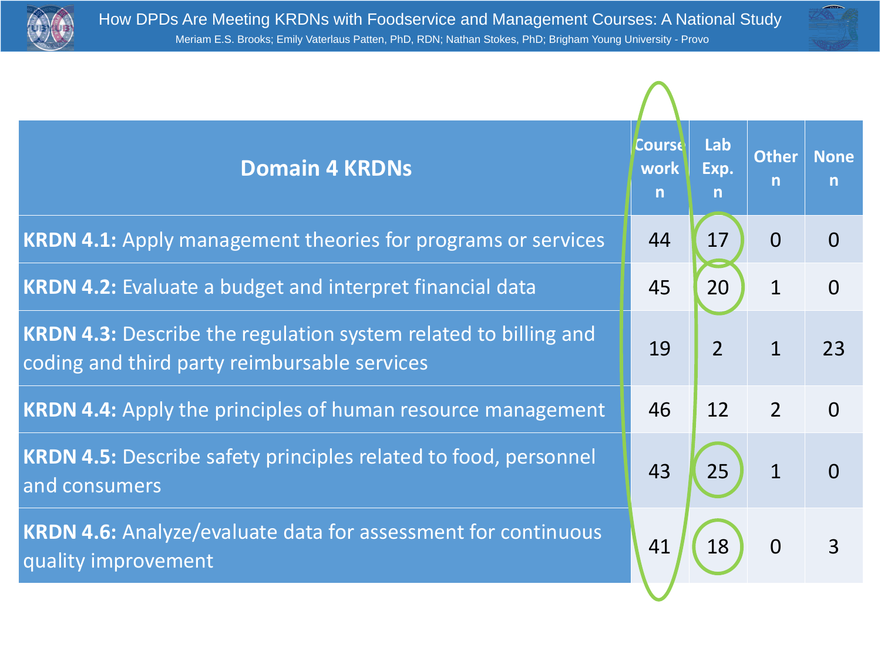| Domain 4 KRDNs | Course work n | Lab Exp. n | Other n | None n |
| --- | --- | --- | --- | --- |
| **KRDN 4.1:** Apply management theories for programs or services | 44 | 17 | 0 | 0 |
| **KRDN 4.2:** Evaluate a budget and interpret financial data | 45 | 20 | 1 | 0 |
| **KRDN 4.3:** Describe the regulation system related to billing and coding and third party reimbursable services | 19 | 2 | 1 | 23 |
| **KRDN 4.4:** Apply the principles of human resource management | 46 | 12 | 2 | 0 |
| **KRDN 4.5:** Describe safety principles related to food, personnel and consumers | 43 | 25 | 1 | 0 |
| **KRDN 4.6:** Analyze/evaluate data for assessment for continuous quality improvement | 41 | 18 | 0 | 3 |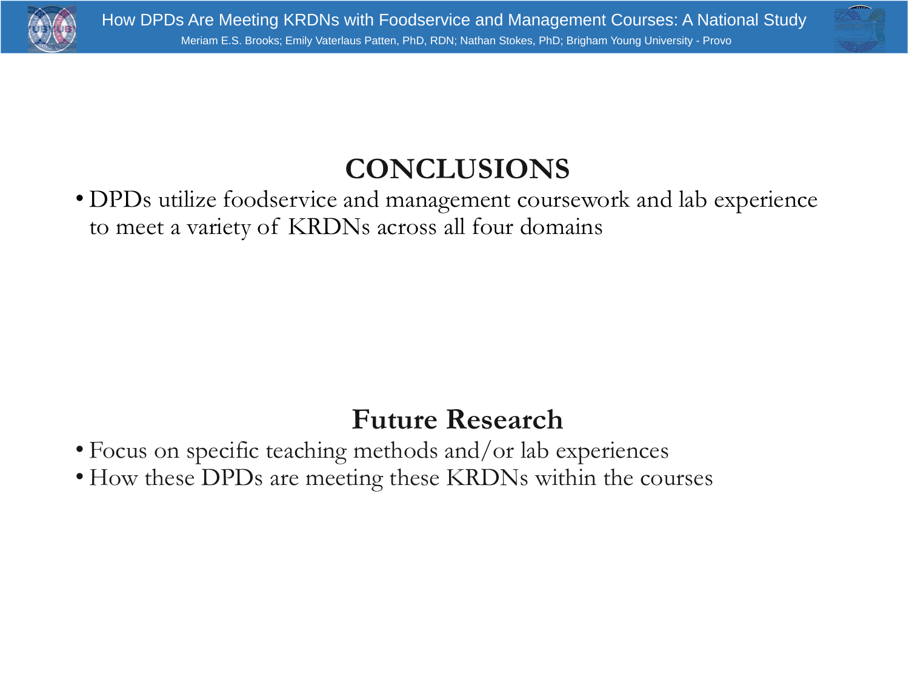## CONCLUSIONS

- DPDs utilize foodservice and management coursework and lab experience to meet a variety of KRDNs across all four domains

## Future Research

- Focus on specific teaching methods and/or lab experiences
- How these DPDs are meeting these KRDNs within the courses